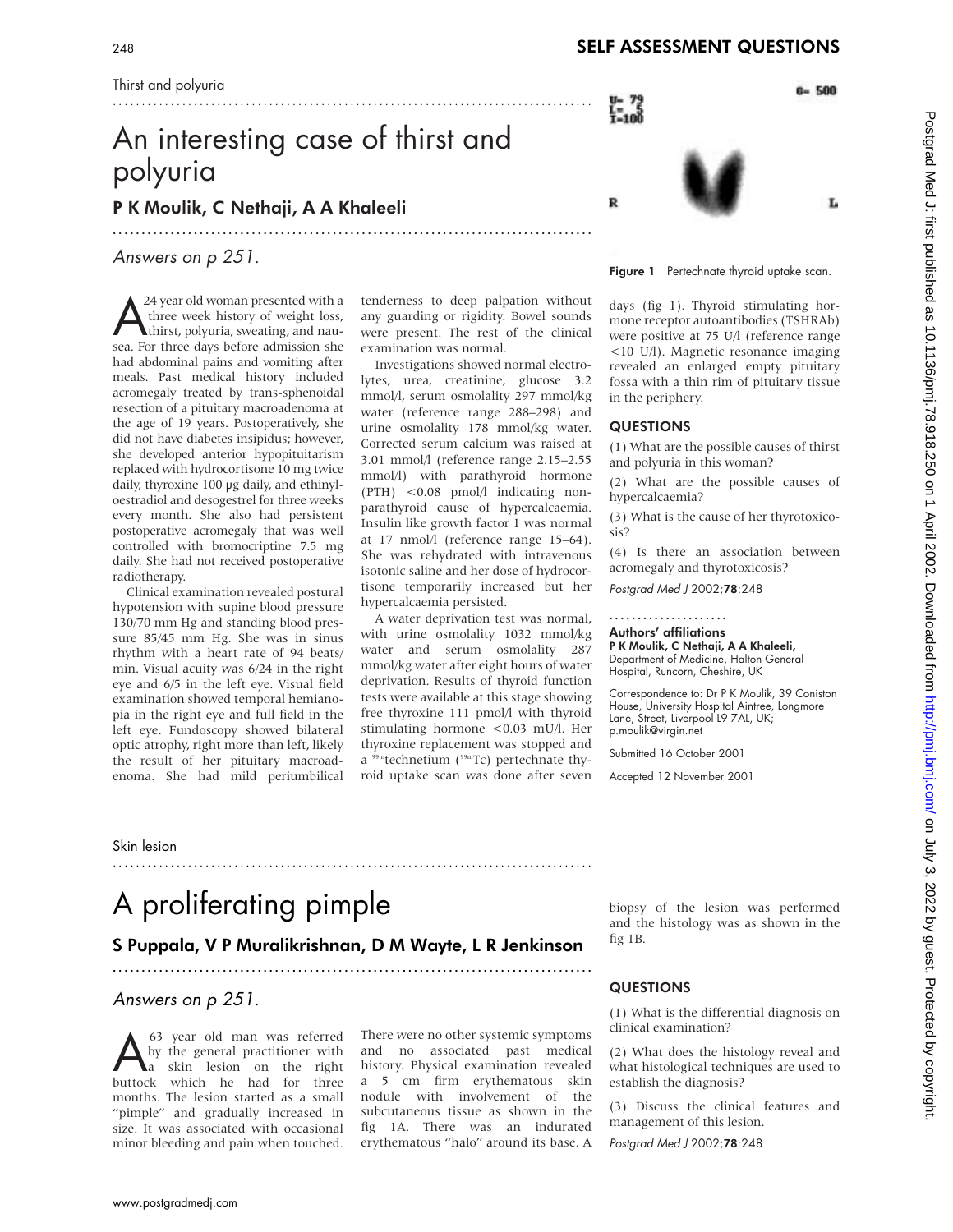Thirst and polyuria

# An interesting case of thirst and polyuria

## P K Moulik, C Nethaji, A A Khaleeli

*Answers on p 251.*

A 24 year old woman presented with a three week history of weight loss, thirst, polyuria, sweating, and nausea. For three days before admission she had abdominal pains and vomiting after meals. Past medical history included acromegaly treated by trans-sphenoidal resection of a pituitary macroadenoma at the age of 19 years. Postoperatively, she did not have diabetes insipidus; however, she developed anterior hypopituitarism replaced with hydrocortisone 10 mg twice daily, thyroxine 100 µg daily, and ethinyloestradiol and desogestrel for three weeks every month. She also had persistent postoperative acromegaly that was well controlled with bromocriptine 7.5 mg daily. She had not received postoperative radiotherapy.

Clinical examination revealed postural hypotension with supine blood pressure 130/70 mm Hg and standing blood pressure 85/45 mm Hg. She was in sinus rhythm with a heart rate of 94 beats/min. Visual acuity was 6/24 in the right eye and 6/5 in the left eye. Visual field examination showed temporal hemianopia in the right eye and full field in the left eye. Fundoscopy showed bilateral optic atrophy, right more than left, likely the result of her pituitary macroadenoma. She had mild periumbilical tenderness to deep palpation without any guarding or rigidity. Bowel sounds were present. The rest of the clinical examination was normal.

Investigations showed normal electrolytes, urea, creatinine, glucose 3.2 mmol/l, serum osmolality 297 mmol/kg water (reference range 288–298) and urine osmolality 178 mmol/kg water. Corrected serum calcium was raised at 3.01 mmol/l (reference range 2.15–2.55 mmol/l) with parathyroid hormone (PTH) <0.08 pmol/l indicating non-parathyroid cause of hypercalcaemia. Insulin like growth factor 1 was normal at 17 nmol/l (reference range 15–64). She was rehydrated with intravenous isotonic saline and her dose of hydrocortisone temporarily increased but her hypercalcaemia persisted.

A water deprivation test was normal, with urine osmolality 1032 mmol/kg water and serum osmolality 287 mmol/kg water after eight hours of water deprivation. Results of thyroid function tests were available at this stage showing free thyroxine 111 pmol/l with thyroid stimulating hormone <0.03 mU/l. Her thyroxine replacement was stopped and a $^{99m}$technetium ($^{99m}$Tc) pertechnate thyroid uptake scan was done after seven days (fig 1). Thyroid stimulating hormone receptor autoantibodies (TSHRAb) were positive at 75 U/l (reference range <10 U/l). Magnetic resonance imaging revealed an enlarged empty pituitary fossa with a thin rim of pituitary tissue in the periphery.

Figure 1 Pertechnate thyroid uptake scan.

### QUESTIONS

(1) What are the possible causes of thirst and polyuria in this woman?

(2) What are the possible causes of hypercalcaemia?

(3) What is the cause of her thyrotoxicosis?

(4) Is there an association between acromegaly and thyrotoxicosis?

*Postgrad Med J* 2002;**78**:248

**Authors' affiliations**
**P K Moulik, C Nethaji, A A Khaleeli,** Department of Medicine, Halton General Hospital, Runcorn, Cheshire, UK

Correspondence to: Dr P K Moulik, 39 Coniston House, University Hospital Aintree, Longmore Lane, Street, Liverpool L9 7AL, UK; p.moulik@virgin.net

Submitted 16 October 2001

Accepted 12 November 2001

Skin lesion

# A proliferating pimple

## S Puppala, V P Muralikrishnan, D M Wayte, L R Jenkinson

*Answers on p 251.*

A 63 year old man was referred by the general practitioner with a skin lesion on the right buttock which he had for three months. The lesion started as a small "pimple" and gradually increased in size. It was associated with occasional minor bleeding and pain when touched. There were no other systemic symptoms and no associated past medical history. Physical examination revealed a 5 cm firm erythematous skin nodule with involvement of the subcutaneous tissue as shown in the fig 1A. There was an indurated erythematous "halo" around its base. A biopsy of the lesion was performed and the histology was as shown in the fig 1B.

### QUESTIONS

(1) What is the differential diagnosis on clinical examination?

(2) What does the histology reveal and what histological techniques are used to establish the diagnosis?

(3) Discuss the clinical features and management of this lesion.

*Postgrad Med J* 2002;**78**:248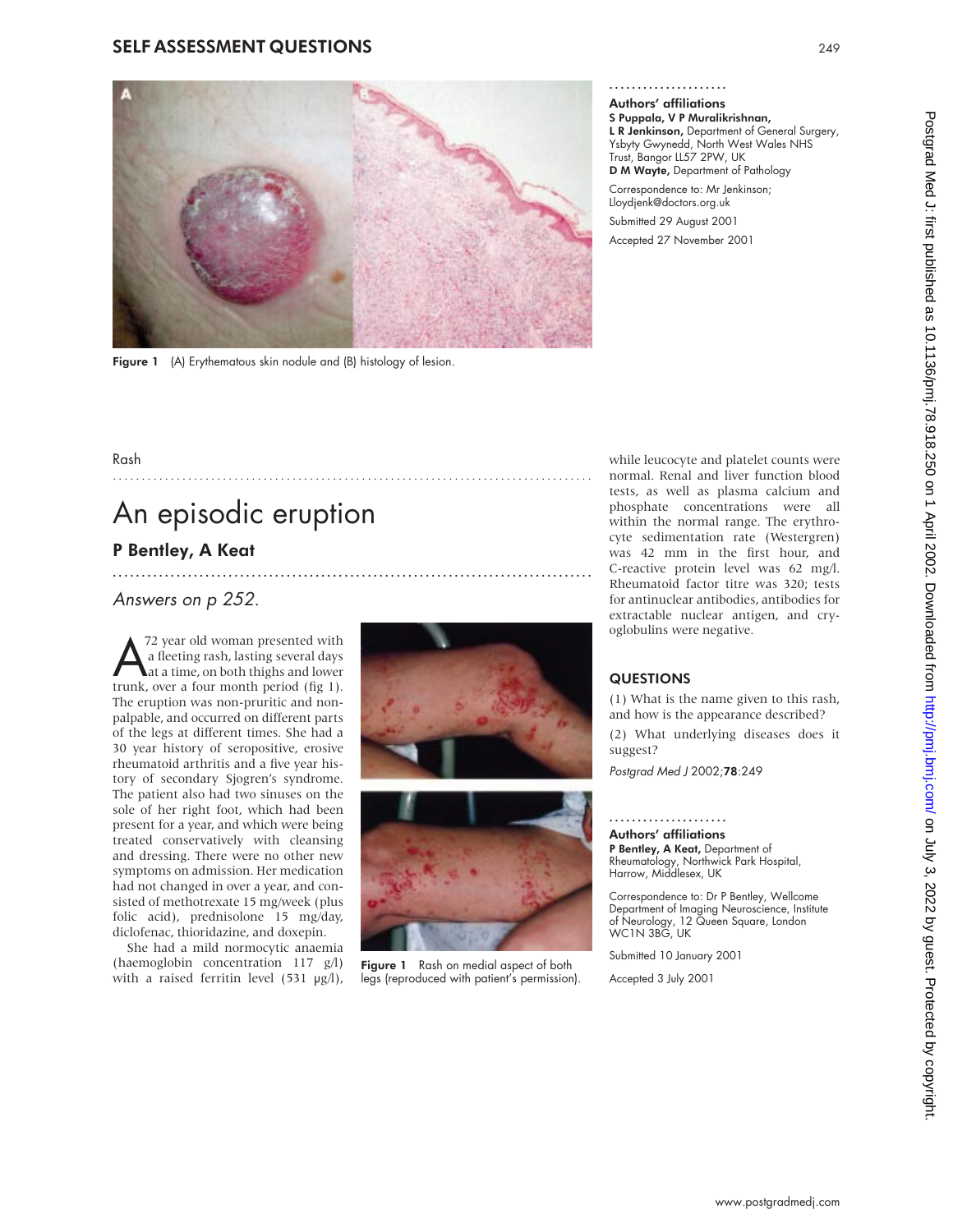Figure 1 (A) Erythematous skin nodule and (B) histology of lesion.

**Authors' affiliations**

**S Puppala, V P Muralikrishnan, L R Jenkinson,** Department of General Surgery, Ysbyty Gwynedd, North West Wales NHS Trust, Bangor LL57 2PW, UK
**D M Wayte,** Department of Pathology

Correspondence to: Mr Jenkinson; Lloydjenk@doctors.org.uk

Submitted 29 August 2001
Accepted 27 November 2001

Rash

# An episodic eruption

## P Bentley, A Keat

*Answers on p 252.*

A 72 year old woman presented with a fleeting rash, lasting several days at a time, on both thighs and lower trunk, over a four month period (fig 1). The eruption was non-pruritic and non-palpable, and occurred on different parts of the legs at different times. She had a 30 year history of seropositive, erosive rheumatoid arthritis and a five year history of secondary Sjogren's syndrome. The patient also had two sinuses on the sole of her right foot, which had been present for a year, and which were being treated conservatively with cleansing and dressing. There were no other new symptoms on admission. Her medication had not changed in over a year, and consisted of methotrexate 15 mg/week (plus folic acid), prednisolone 15 mg/day, diclofenac, thioridazine, and doxepin.

She had a mild normocytic anaemia (haemoglobin concentration 117 g/l) with a raised ferritin level (531 μg/l), while leucocyte and platelet counts were normal. Renal and liver function blood tests, as well as plasma calcium and phosphate concentrations were all within the normal range. The erythrocyte sedimentation rate (Westergren) was 42 mm in the first hour, and C-reactive protein level was 62 mg/l. Rheumatoid factor titre was 320; tests for antinuclear antibodies, antibodies for extractable nuclear antigen, and cryoglobulins were negative.

Figure 1 Rash on medial aspect of both legs (reproduced with patient's permission).

### QUESTIONS

(1) What is the name given to this rash, and how is the appearance described?

(2) What underlying diseases does it suggest?

*Postgrad Med J* 2002;**78**:249

**Authors' affiliations**

**P Bentley, A Keat,** Department of Rheumatology, Northwick Park Hospital, Harrow, Middlesex, UK

Correspondence to: Dr P Bentley, Wellcome Department of Imaging Neuroscience, Institute of Neurology, 12 Queen Square, London WC1N 3BG, UK

Submitted 10 January 2001
Accepted 3 July 2001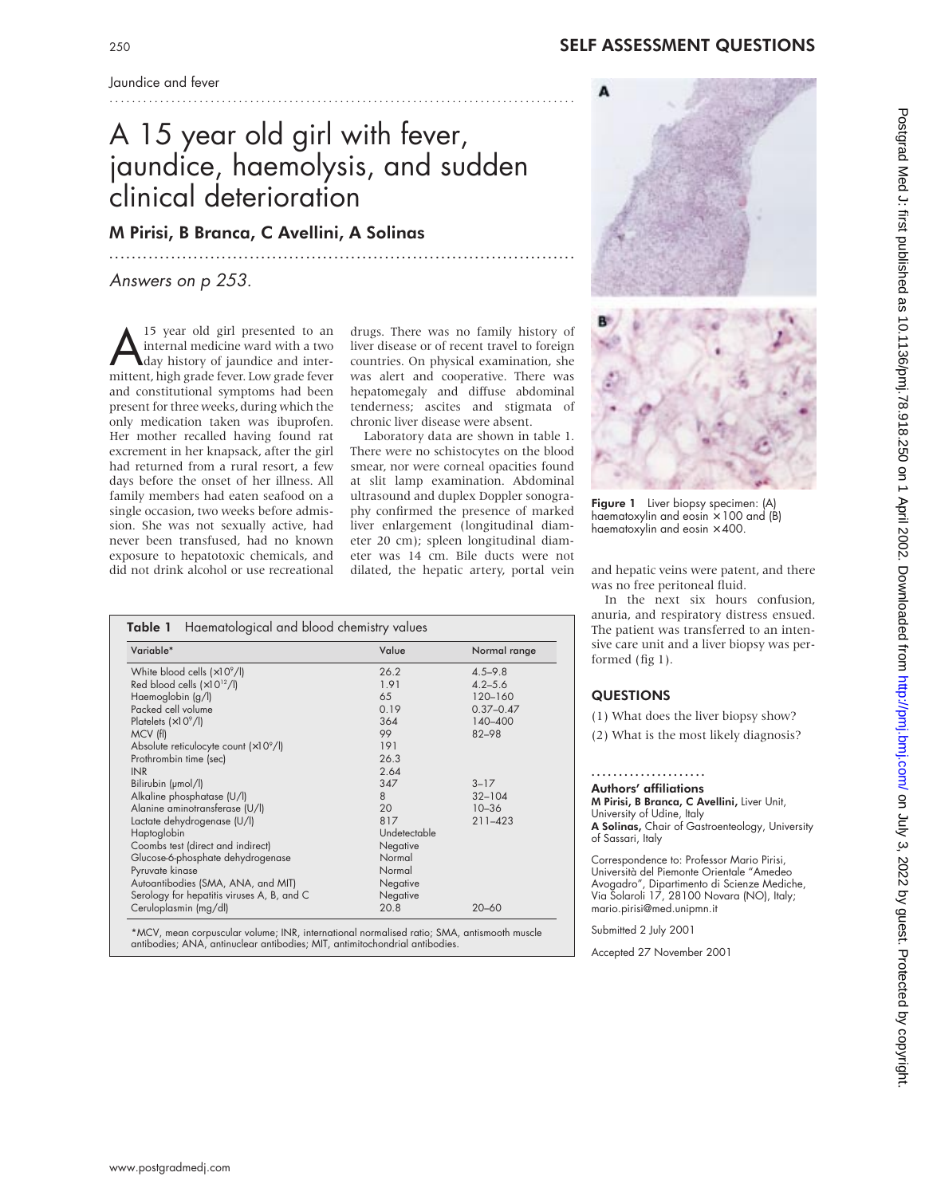Jaundice and fever

# A 15 year old girl with fever, jaundice, haemolysis, and sudden clinical deterioration

## M Pirisi, B Branca, C Avellini, A Solinas

*Answers on p 253.*

A 15 year old girl presented to an internal medicine ward with a two day history of jaundice and intermittent, high grade fever. Low grade fever and constitutional symptoms had been present for three weeks, during which the only medication taken was ibuprofen. Her mother recalled having found rat excrement in her knapsack, after the girl had returned from a rural resort, a few days before the onset of her illness. All family members had eaten seafood on a single occasion, two weeks before admission. She was not sexually active, had never been transfused, had no known exposure to hepatotoxic chemicals, and did not drink alcohol or use recreational drugs. There was no family history of liver disease or of recent travel to foreign countries. On physical examination, she was alert and cooperative. There was hepatomegaly and diffuse abdominal tenderness; ascites and stigmata of chronic liver disease were absent.

Laboratory data are shown in table 1. There were no schistocytes on the blood smear, nor were corneal opacities found at slit lamp examination. Abdominal ultrasound and duplex Doppler sonography confirmed the presence of marked liver enlargement (longitudinal diameter 20 cm); spleen longitudinal diameter was 14 cm. Bile ducts were not dilated, the hepatic artery, portal vein and hepatic veins were patent, and there was no free peritoneal fluid.

In the next six hours confusion, anuria, and respiratory distress ensued. The patient was transferred to an intensive care unit and a liver biopsy was performed (fig 1).

**Table 1** Haematological and blood chemistry values

| Variable* | Value | Normal range |
|---|---|---|
| White blood cells ($\times10^9$/l) | 26.2 | 4.5–9.8 |
| Red blood cells ($\times10^{12}$/l) | 1.91 | 4.2–5.6 |
| Haemoglobin (g/l) | 65 | 120–160 |
| Packed cell volume | 0.19 | 0.37–0.47 |
| Platelets ($\times10^9$/l) | 364 | 140–400 |
| MCV (fl) | 99 | 82–98 |
| Absolute reticulocyte count ($\times10^9$/l) | 191 | |
| Prothrombin time (sec) | 26.3 | |
| INR | 2.64 | |
| Bilirubin (µmol/l) | 347 | 3–17 |
| Alkaline phosphatase (U/l) | 8 | 32–104 |
| Alanine aminotransferase (U/l) | 20 | 10–36 |
| Lactate dehydrogenase (U/l) | 817 | 211–423 |
| Haptoglobin | Undetectable | |
| Coombs test (direct and indirect) | Negative | |
| Glucose-6-phosphate dehydrogenase | Normal | |
| Pyruvate kinase | Normal | |
| Autoantibodies (SMA, ANA, and MIT) | Negative | |
| Serology for hepatitis viruses A, B, and C | Negative | |
| Ceruloplasmin (mg/dl) | 20.8 | 20–60 |

*MCV, mean corpuscular volume; INR, international normalised ratio; SMA, antismooth muscle antibodies; ANA, antinuclear antibodies; MIT, antimitochondrial antibodies.

**Figure 1** Liver biopsy specimen: (A) haematoxylin and eosin $\times100$ and (B) haematoxylin and eosin $\times400$.

## QUESTIONS

(1) What does the liver biopsy show?

(2) What is the most likely diagnosis?

**Authors' affiliations**

**M Pirisi, B Branca, C Avellini,** Liver Unit, University of Udine, Italy

**A Solinas,** Chair of Gastroenteology, University of Sassari, Italy

Correspondence to: Professor Mario Pirisi, Università del Piemonte Orientale "Amedeo Avogadro", Dipartimento di Scienze Mediche, Via Solaroli 17, 28100 Novara (NO), Italy; mario.pirisi@med.unipmn.it

Submitted 2 July 2001

Accepted 27 November 2001